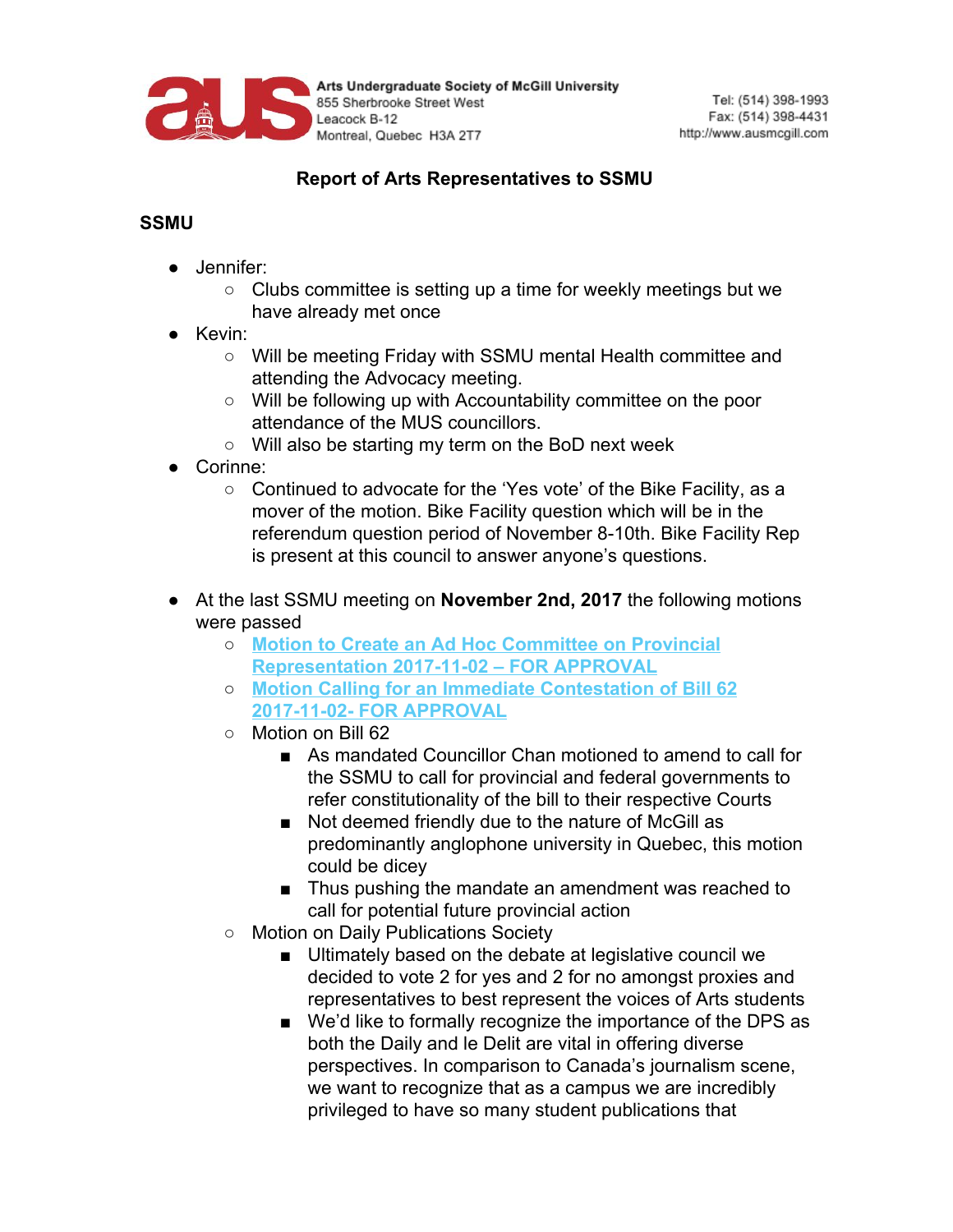Arts Undergraduate Society of McGill University
855 Sherbrooke Street West
Leacock B-12
Montreal, Quebec H3A 2T7

Tel: (514) 398-1993
Fax: (514) 398-4431
http://www.ausmcgill.com

## Report of Arts Representatives to SSMU

### SSMU

- Jennifer:
  - Clubs committee is setting up a time for weekly meetings but we have already met once
- Kevin:
  - Will be meeting Friday with SSMU mental Health committee and attending the Advocacy meeting.
  - Will be following up with Accountability committee on the poor attendance of the MUS councillors.
  - Will also be starting my term on the BoD next week
- Corinne:
  - Continued to advocate for the 'Yes vote' of the Bike Facility, as a mover of the motion. Bike Facility question which will be in the referendum question period of November 8-10th. Bike Facility Rep is present at this council to answer anyone's questions.

- At the last SSMU meeting on **November 2nd, 2017** the following motions were passed
  - **Motion to Create an Ad Hoc Committee on Provincial Representation 2017-11-02 – FOR APPROVAL**
  - **Motion Calling for an Immediate Contestation of Bill 62 2017-11-02- FOR APPROVAL**
  - Motion on Bill 62
    - As mandated Councillor Chan motioned to amend to call for the SSMU to call for provincial and federal governments to refer constitutionality of the bill to their respective Courts
    - Not deemed friendly due to the nature of McGill as predominantly anglophone university in Quebec, this motion could be dicey
    - Thus pushing the mandate an amendment was reached to call for potential future provincial action
  - Motion on Daily Publications Society
    - Ultimately based on the debate at legislative council we decided to vote 2 for yes and 2 for no amongst proxies and representatives to best represent the voices of Arts students
    - We'd like to formally recognize the importance of the DPS as both the Daily and le Delit are vital in offering diverse perspectives. In comparison to Canada's journalism scene, we want to recognize that as a campus we are incredibly privileged to have so many student publications that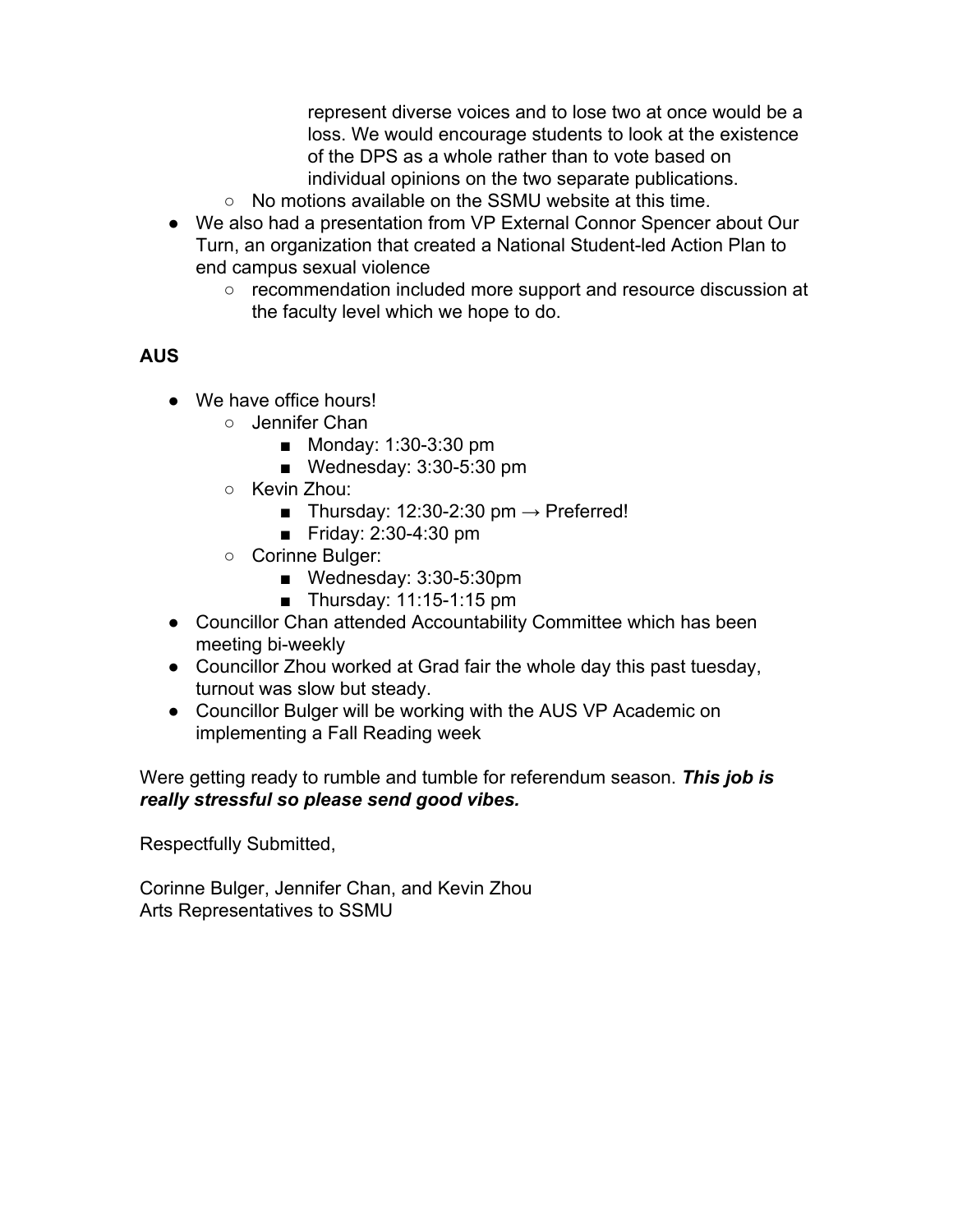represent diverse voices and to lose two at once would be a loss. We would encourage students to look at the existence of the DPS as a whole rather than to vote based on individual opinions on the two separate publications.
    - No motions available on the SSMU website at this time.
- We also had a presentation from VP External Connor Spencer about Our Turn, an organization that created a National Student-led Action Plan to end campus sexual violence
    - recommendation included more support and resource discussion at the faculty level which we hope to do.

**AUS**

- We have office hours!
    - Jennifer Chan
        - Monday: 1:30-3:30 pm
        - Wednesday: 3:30-5:30 pm
    - Kevin Zhou:
        - Thursday: 12:30-2:30 pm → Preferred!
        - Friday: 2:30-4:30 pm
    - Corinne Bulger:
        - Wednesday: 3:30-5:30pm
        - Thursday: 11:15-1:15 pm
- Councillor Chan attended Accountability Committee which has been meeting bi-weekly
- Councillor Zhou worked at Grad fair the whole day this past tuesday, turnout was slow but steady.
- Councillor Bulger will be working with the AUS VP Academic on implementing a Fall Reading week

Were getting ready to rumble and tumble for referendum season. ***This job is really stressful so please send good vibes.***

Respectfully Submitted,

Corinne Bulger, Jennifer Chan, and Kevin Zhou
Arts Representatives to SSMU